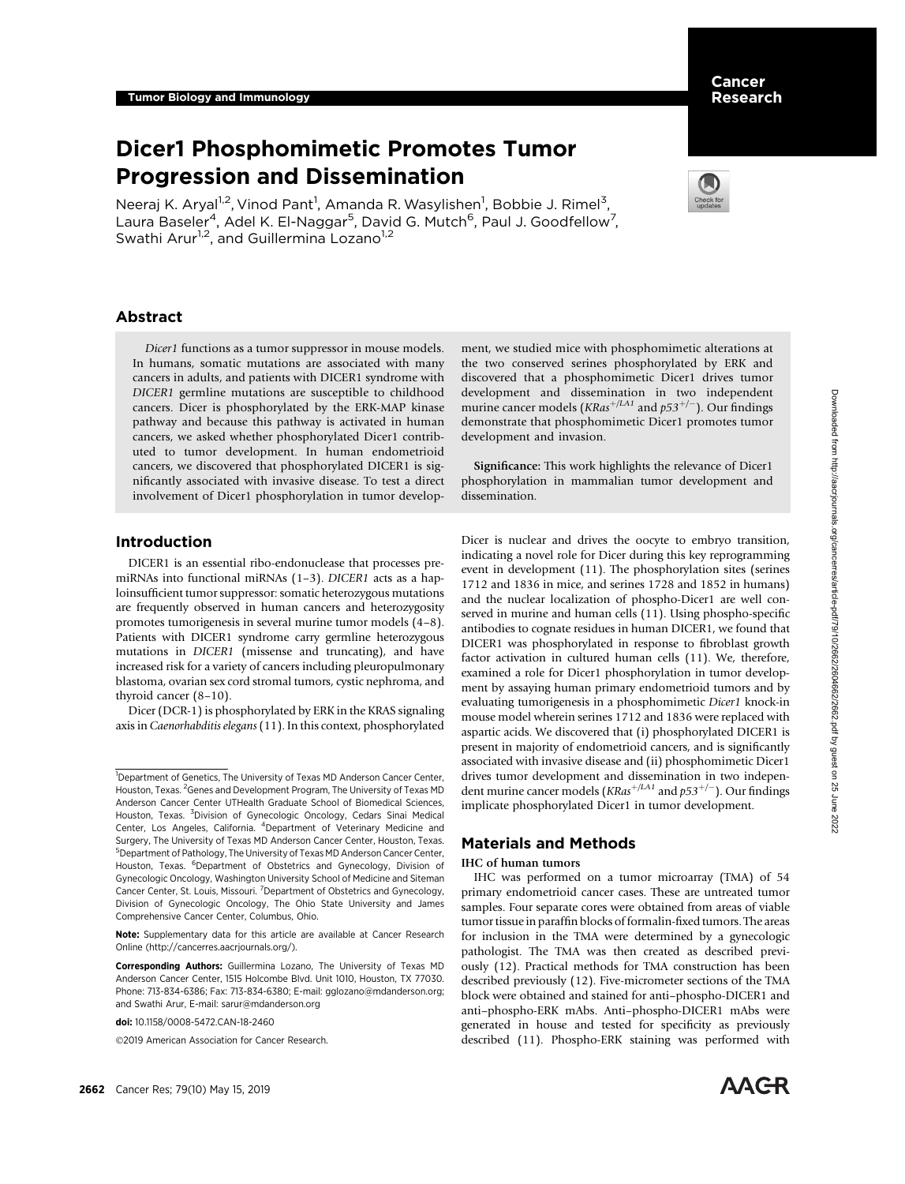Tumor Biology and Immunology

# Dicer1 Phosphomimetic Promotes Tumor Progression and Dissemination

Neeraj K. Aryal[1,2], Vinod Pant[1], Amanda R. Wasylishen[1], Bobbie J. Rimel[3], Laura Baseler[4], Adel K. El-Naggar[5], David G. Mutch[6], Paul J. Goodfellow[7], Swathi Arur[1,2], and Guillermina Lozano[1,2]

## Abstract

*Dicer1* functions as a tumor suppressor in mouse models. In humans, somatic mutations are associated with many cancers in adults, and patients with DICER1 syndrome with *DICER1* germline mutations are susceptible to childhood cancers. Dicer is phosphorylated by the ERK-MAP kinase pathway and because this pathway is activated in human cancers, we asked whether phosphorylated Dicer1 contributed to tumor development. In human endometrioid cancers, we discovered that phosphorylated DICER1 is significantly associated with invasive disease. To test a direct involvement of Dicer1 phosphorylation in tumor development, we studied mice with phosphomimetic alterations at the two conserved serines phosphorylated by ERK and discovered that a phosphomimetic Dicer1 drives tumor development and dissemination in two independent murine cancer models ($KRas^{+/LA1}$ and $p53^{+/-}$). Our findings demonstrate that phosphomimetic Dicer1 promotes tumor development and invasion.

**Significance:** This work highlights the relevance of Dicer1 phosphorylation in mammalian tumor development and dissemination.

## Introduction

DICER1 is an essential ribo-endonuclease that processes pre-miRNAs into functional miRNAs (1–3). *DICER1* acts as a haploinsufficient tumor suppressor: somatic heterozygous mutations are frequently observed in human cancers and heterozygosity promotes tumorigenesis in several murine tumor models (4–8). Patients with DICER1 syndrome carry germline heterozygous mutations in *DICER1* (missense and truncating), and have increased risk for a variety of cancers including pleuropulmonary blastoma, ovarian sex cord stromal tumors, cystic nephroma, and thyroid cancer (8–10).

Dicer (DCR-1) is phosphorylated by ERK in the KRAS signaling axis in *Caenorhabditis elegans* (11). In this context, phosphorylated Dicer is nuclear and drives the oocyte to embryo transition, indicating a novel role for Dicer during this key reprogramming event in development (11). The phosphorylation sites (serines 1712 and 1836 in mice, and serines 1728 and 1852 in humans) and the nuclear localization of phospho-Dicer1 are well conserved in murine and human cells (11). Using phospho-specific antibodies to cognate residues in human DICER1, we found that DICER1 was phosphorylated in response to fibroblast growth factor activation in cultured human cells (11). We, therefore, examined a role for Dicer1 phosphorylation in tumor development by assaying human primary endometrioid tumors and by evaluating tumorigenesis in a phosphomimetic *Dicer1* knock-in mouse model wherein serines 1712 and 1836 were replaced with aspartic acids. We discovered that (i) phosphorylated DICER1 is present in majority of endometrioid cancers, and is significantly associated with invasive disease and (ii) phosphomimetic Dicer1 drives tumor development and dissemination in two independent murine cancer models ($KRas^{+/LA1}$ and $p53^{+/-}$). Our findings implicate phosphorylated Dicer1 in tumor development.

## Materials and Methods

### IHC of human tumors

IHC was performed on a tumor microarray (TMA) of 54 primary endometrioid cancer cases. These are untreated tumor samples. Four separate cores were obtained from areas of viable tumor tissue in paraffin blocks of formalin-fixed tumors. The areas for inclusion in the TMA were determined by a gynecologic pathologist. The TMA was then created as described previously (12). Practical methods for TMA construction has been described previously (12). Five-micrometer sections of the TMA block were obtained and stained for anti–phospho-DICER1 and anti–phospho-ERK mAbs. Anti–phospho-DICER1 mAbs were generated in house and tested for specificity as previously described (11). Phospho-ERK staining was performed with

[1]Department of Genetics, The University of Texas MD Anderson Cancer Center, Houston, Texas. [2]Genes and Development Program, The University of Texas MD Anderson Cancer Center UTHealth Graduate School of Biomedical Sciences, Houston, Texas. [3]Division of Gynecologic Oncology, Cedars Sinai Medical Center, Los Angeles, California. [4]Department of Veterinary Medicine and Surgery, The University of Texas MD Anderson Cancer Center, Houston, Texas. [5]Department of Pathology, The University of Texas MD Anderson Cancer Center, Houston, Texas. [6]Department of Obstetrics and Gynecology, Division of Gynecologic Oncology, Washington University School of Medicine and Siteman Cancer Center, St. Louis, Missouri. [7]Department of Obstetrics and Gynecology, Division of Gynecologic Oncology, The Ohio State University and James Comprehensive Cancer Center, Columbus, Ohio.

**Note:** Supplementary data for this article are available at Cancer Research Online (http://cancerres.aacrjournals.org/).

**Corresponding Authors:** Guillermina Lozano, The University of Texas MD Anderson Cancer Center, 1515 Holcombe Blvd. Unit 1010, Houston, TX 77030. Phone: 713-834-6386; Fax: 713-834-6380; E-mail: gglozano@mdanderson.org; and Swathi Arur, E-mail: sarur@mdanderson.org

**doi:** 10.1158/0008-5472.CAN-18-2460

©2019 American Association for Cancer Research.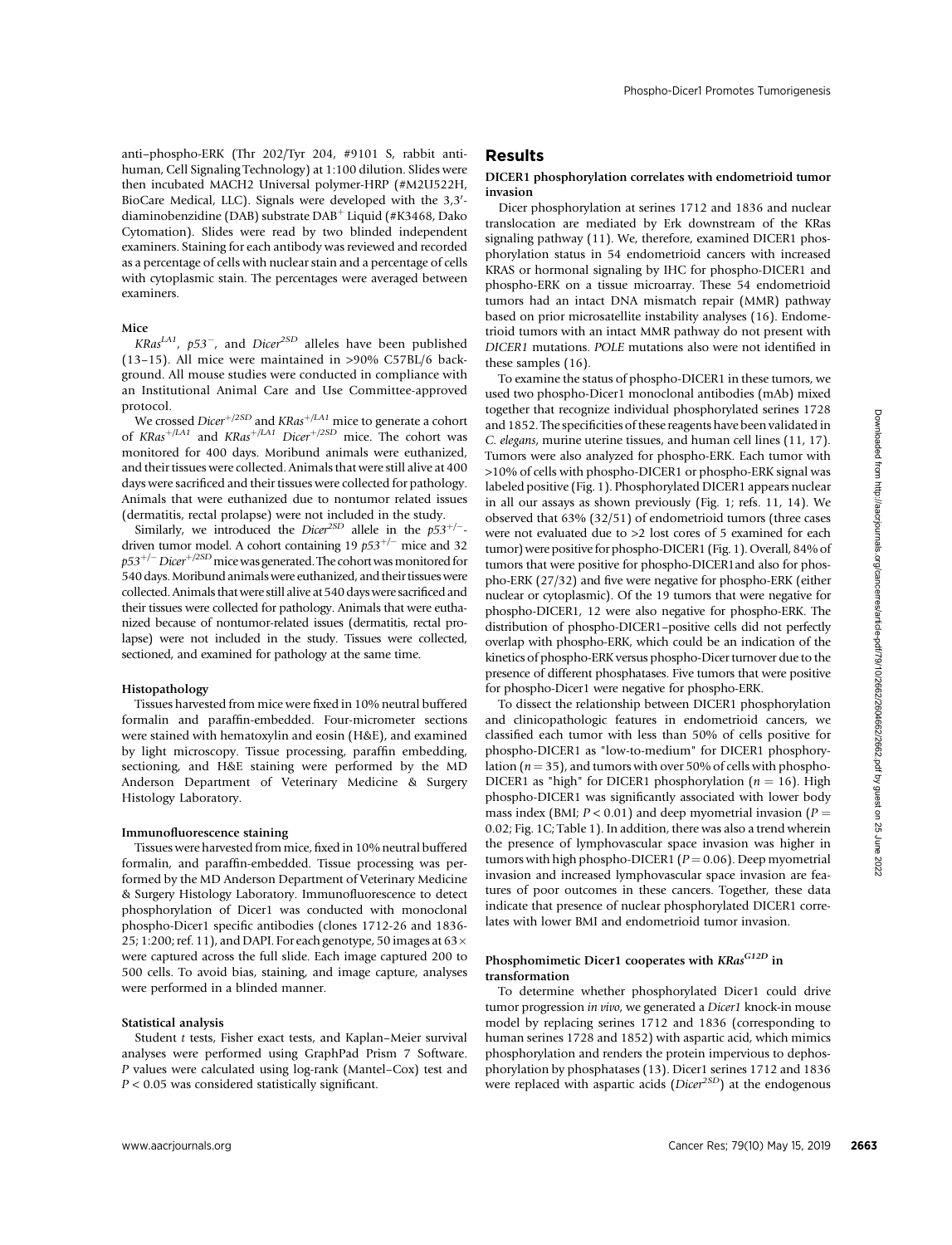anti–phospho-ERK (Thr 202/Tyr 204, #9101 S, rabbit anti-human, Cell Signaling Technology) at 1:100 dilution. Slides were then incubated MACH2 Universal polymer-HRP (#M2U522H, BioCare Medical, LLC). Signals were developed with the 3,3′-diaminobenzidine (DAB) substrate DAB$^{+}$ Liquid (#K3468, Dako Cytomation). Slides were read by two blinded independent examiners. Staining for each antibody was reviewed and recorded as a percentage of cells with nuclear stain and a percentage of cells with cytoplasmic stain. The percentages were averaged between examiners.

#### Mice

*KRas$^{LA1}$*, *p53$^{-}$*, and *Dicer$^{2SD}$* alleles have been published (13–15). All mice were maintained in >90% C57BL/6 background. All mouse studies were conducted in compliance with an Institutional Animal Care and Use Committee-approved protocol.

We crossed *Dicer$^{+/2SD}$* and *KRas$^{+/LA1}$* mice to generate a cohort of *KRas$^{+/LA1}$* and *KRas$^{+/LA1}$ Dicer$^{+/2SD}$* mice. The cohort was monitored for 400 days. Moribund animals were euthanized, and their tissues were collected. Animals that were still alive at 400 days were sacrificed and their tissues were collected for pathology. Animals that were euthanized due to nontumor related issues (dermatitis, rectal prolapse) were not included in the study.

Similarly, we introduced the *Dicer$^{2SD}$* allele in the *p53$^{+/-}$*-driven tumor model. A cohort containing 19 *p53$^{+/-}$* mice and 32 *p53$^{+/-}$ Dicer$^{+/2SD}$* mice was generated. The cohort was monitored for 540 days. Moribund animals were euthanized, and their tissues were collected. Animals that were still alive at 540 days were sacrificed and their tissues were collected for pathology. Animals that were euthanized because of nontumor-related issues (dermatitis, rectal prolapse) were not included in the study. Tissues were collected, sectioned, and examined for pathology at the same time.

#### Histopathology

Tissues harvested from mice were fixed in 10% neutral buffered formalin and paraffin-embedded. Four-micrometer sections were stained with hematoxylin and eosin (H&E), and examined by light microscopy. Tissue processing, paraffin embedding, sectioning, and H&E staining were performed by the MD Anderson Department of Veterinary Medicine & Surgery Histology Laboratory.

#### Immunofluorescence staining

Tissues were harvested from mice, fixed in 10% neutral buffered formalin, and paraffin-embedded. Tissue processing was performed by the MD Anderson Department of Veterinary Medicine & Surgery Histology Laboratory. Immunofluorescence to detect phosphorylation of Dicer1 was conducted with monoclonal phospho-Dicer1 specific antibodies (clones 1712-26 and 1836-25; 1:200; ref. 11), and DAPI. For each genotype, 50 images at 63× were captured across the full slide. Each image captured 200 to 500 cells. To avoid bias, staining, and image capture, analyses were performed in a blinded manner.

#### Statistical analysis

Student *t* tests, Fisher exact tests, and Kaplan–Meier survival analyses were performed using GraphPad Prism 7 Software. *P* values were calculated using log-rank (Mantel–Cox) test and $P < 0.05$ was considered statistically significant.

## Results

#### DICER1 phosphorylation correlates with endometrioid tumor invasion

Dicer phosphorylation at serines 1712 and 1836 and nuclear translocation are mediated by Erk downstream of the KRas signaling pathway (11). We, therefore, examined DICER1 phosphorylation status in 54 endometrioid cancers with increased KRAS or hormonal signaling by IHC for phospho-DICER1 and phospho-ERK on a tissue microarray. These 54 endometrioid tumors had an intact DNA mismatch repair (MMR) pathway based on prior microsatellite instability analyses (16). Endometrioid tumors with an intact MMR pathway do not present with *DICER1* mutations. *POLE* mutations also were not identified in these samples (16).

To examine the status of phospho-DICER1 in these tumors, we used two phospho-Dicer1 monoclonal antibodies (mAb) mixed together that recognize individual phosphorylated serines 1728 and 1852. The specificities of these reagents have been validated in *C. elegans*, murine uterine tissues, and human cell lines (11, 17). Tumors were also analyzed for phospho-ERK. Each tumor with >10% of cells with phospho-DICER1 or phospho-ERK signal was labeled positive (Fig. 1). Phosphorylated DICER1 appears nuclear in all our assays as shown previously (Fig. 1; refs. 11, 14). We observed that 63% (32/51) of endometrioid tumors (three cases were not evaluated due to >2 lost cores of 5 examined for each tumor) were positive for phospho-DICER1 (Fig. 1). Overall, 84% of tumors that were positive for phospho-DICER1and also for phospho-ERK (27/32) and five were negative for phospho-ERK (either nuclear or cytoplasmic). Of the 19 tumors that were negative for phospho-DICER1, 12 were also negative for phospho-ERK. The distribution of phospho-DICER1–positive cells did not perfectly overlap with phospho-ERK, which could be an indication of the kinetics of phospho-ERK versus phospho-Dicer turnover due to the presence of different phosphatases. Five tumors that were positive for phospho-Dicer1 were negative for phospho-ERK.

To dissect the relationship between DICER1 phosphorylation and clinicopathologic features in endometrioid cancers, we classified each tumor with less than 50% of cells positive for phospho-DICER1 as "low-to-medium" for DICER1 phosphorylation ($n = 35$), and tumors with over 50% of cells with phospho-DICER1 as "high" for DICER1 phosphorylation ($n = 16$). High phospho-DICER1 was significantly associated with lower body mass index (BMI; $P < 0.01$) and deep myometrial invasion ($P = 0.02$; Fig. 1C; Table 1). In addition, there was also a trend wherein the presence of lymphovascular space invasion was higher in tumors with high phospho-DICER1 ($P = 0.06$). Deep myometrial invasion and increased lymphovascular space invasion are features of poor outcomes in these cancers. Together, these data indicate that presence of nuclear phosphorylated DICER1 correlates with lower BMI and endometrioid tumor invasion.

#### Phosphomimetic Dicer1 cooperates with *KRas$^{G12D}$* in transformation

To determine whether phosphorylated Dicer1 could drive tumor progression *in vivo*, we generated a *Dicer1* knock-in mouse model by replacing serines 1712 and 1836 (corresponding to human serines 1728 and 1852) with aspartic acid, which mimics phosphorylation and renders the protein impervious to dephosphorylation by phosphatases (13). Dicer1 serines 1712 and 1836 were replaced with aspartic acids (*Dicer$^{2SD}$*) at the endogenous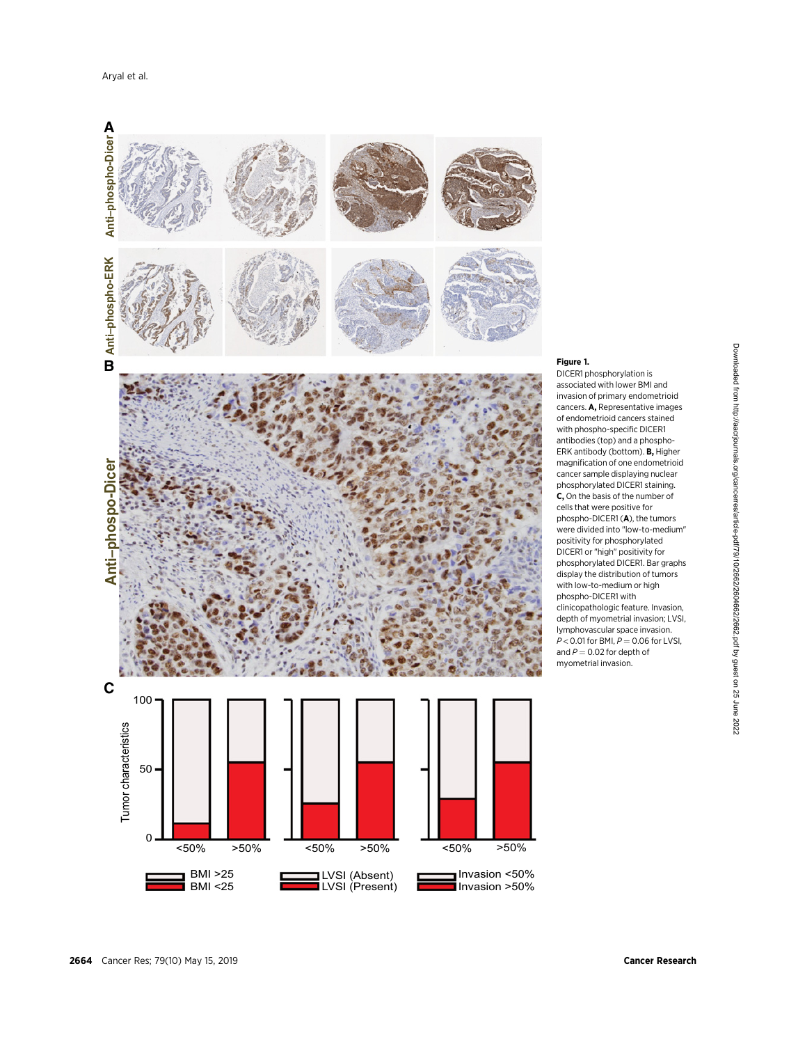**Figure 1.**

DICER1 phosphorylation is associated with lower BMI and invasion of primary endometrioid cancers. **A,** Representative images of endometrioid cancers stained with phospho-specific DICER1 antibodies (top) and a phospho-ERK antibody (bottom). **B,** Higher magnification of one endometrioid cancer sample displaying nuclear phosphorylated DICER1 staining. **C,** On the basis of the number of cells that were positive for phospho-DICER1 (**A**), the tumors were divided into "low-to-medium" positivity for phosphorylated DICER1 or "high" positivity for phosphorylated DICER1. Bar graphs display the distribution of tumors with low-to-medium or high phospho-DICER1 with clinicopathologic feature. Invasion, depth of myometrial invasion; LVSI, lymphovascular space invasion. $P < 0.01$ for BMI, $P = 0.06$ for LVSI, and $P = 0.02$ for depth of myometrial invasion.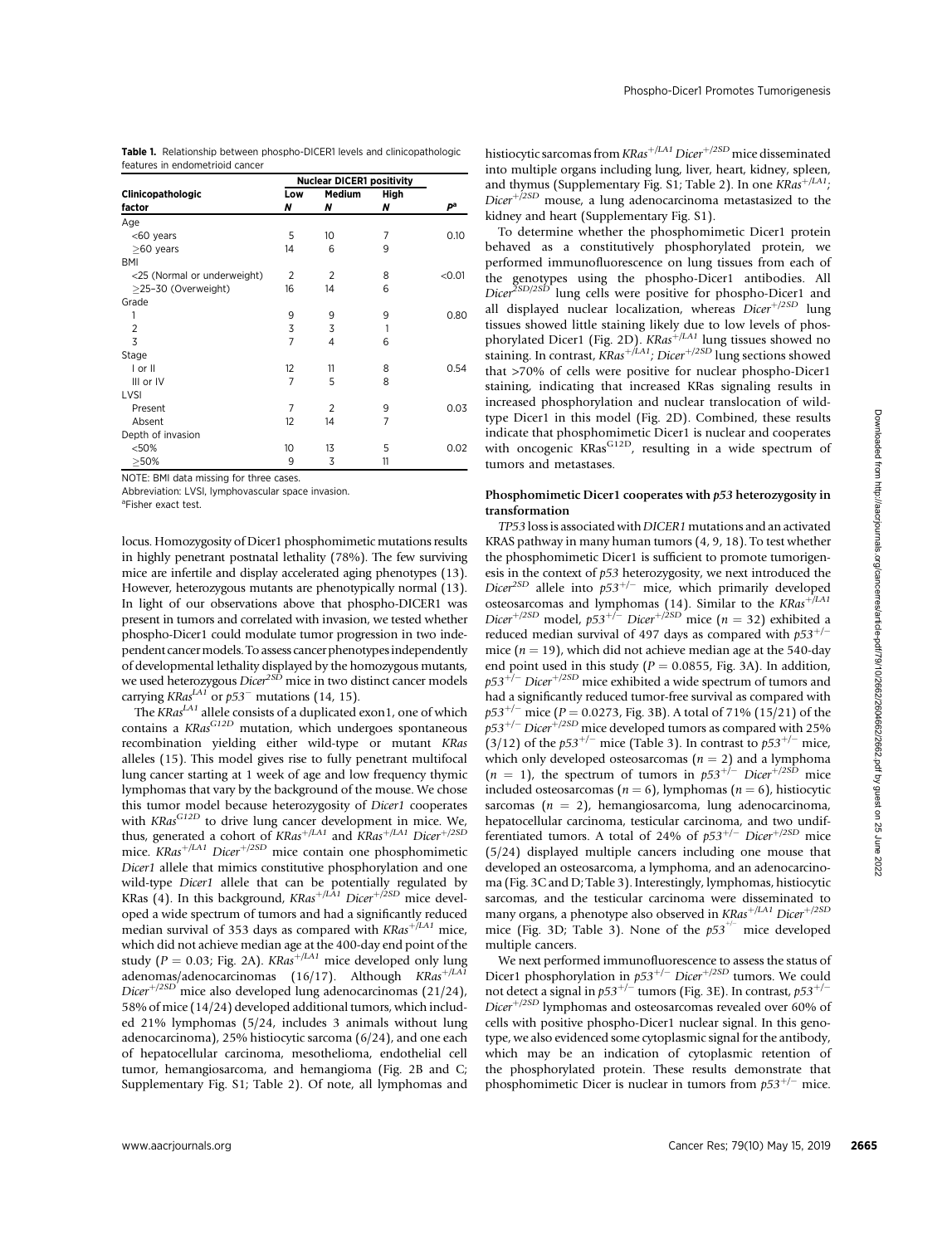**Table 1.** Relationship between phospho-DICER1 levels and clinicopathologic features in endometrioid cancer

| Clinicopathologic factor | Nuclear DICER1 positivity | | | |
|---|---|---|---|---|
| | Low | Medium | High | |
| | N | N | N | P[a] |
| Age | | | | |
| <60 years | 5 | 10 | 7 | 0.10 |
| ≥60 years | 14 | 6 | 9 | |
| BMI | | | | |
| <25 (Normal or underweight) | 2 | 2 | 8 | <0.01 |
| ≥25–30 (Overweight) | 16 | 14 | 6 | |
| Grade | | | | |
| 1 | 9 | 9 | 9 | 0.80 |
| 2 | 3 | 3 | 1 | |
| 3 | 7 | 4 | 6 | |
| Stage | | | | |
| I or II | 12 | 11 | 8 | 0.54 |
| III or IV | 7 | 5 | 8 | |
| LVSI | | | | |
| Present | 7 | 2 | 9 | 0.03 |
| Absent | 12 | 14 | 7 | |
| Depth of invasion | | | | |
| <50% | 10 | 13 | 5 | 0.02 |
| ≥50% | 9 | 3 | 11 | |

NOTE: BMI data missing for three cases.

Abbreviation: LVSI, lymphovascular space invasion.

[a]Fisher exact test.

locus. Homozygosity of Dicer1 phosphomimetic mutations results in highly penetrant postnatal lethality (78%). The few surviving mice are infertile and display accelerated aging phenotypes (13). However, heterozygous mutants are phenotypically normal (13). In light of our observations above that phospho-DICER1 was present in tumors and correlated with invasion, we tested whether phospho-Dicer1 could modulate tumor progression in two independent cancer models. To assess cancer phenotypes independently of developmental lethality displayed by the homozygous mutants, we used heterozygous $Dicer^{2SD}$ mice in two distinct cancer models carrying $KRas^{LA1}$ or $p53^{-}$ mutations (14, 15).

The $KRas^{LA1}$ allele consists of a duplicated exon1, one of which contains a $KRas^{G12D}$ mutation, which undergoes spontaneous recombination yielding either wild-type or mutant *KRas* alleles (15). This model gives rise to fully penetrant multifocal lung cancer starting at 1 week of age and low frequency thymic lymphomas that vary by the background of the mouse. We chose this tumor model because heterozygosity of *Dicer1* cooperates with $KRas^{G12D}$ to drive lung cancer development in mice. We, thus, generated a cohort of $KRas^{+/LA1}$ and $KRas^{+/LA1}$ $Dicer^{+/2SD}$ mice. $KRas^{+/LA1}$ $Dicer^{+/2SD}$ mice contain one phosphomimetic *Dicer1* allele that mimics constitutive phosphorylation and one wild-type *Dicer1* allele that can be potentially regulated by KRas (4). In this background, $KRas^{+/LA1}$ $Dicer^{+/2SD}$ mice developed a wide spectrum of tumors and had a significantly reduced median survival of 353 days as compared with $KRas^{+/LA1}$ mice, which did not achieve median age at the 400-day end point of the study ($P = 0.03$; Fig. 2A). $KRas^{+/LA1}$ mice developed only lung adenomas/adenocarcinomas (16/17). Although $KRas^{+/LA1}$ $Dicer^{+/2SD}$ mice also developed lung adenocarcinomas (21/24), 58% of mice (14/24) developed additional tumors, which included 21% lymphomas (5/24, includes 3 animals without lung adenocarcinoma), 25% histiocytic sarcoma (6/24), and one each of hepatocellular carcinoma, mesothelioma, endothelial cell tumor, hemangiosarcoma, and hemangioma (Fig. 2B and C; Supplementary Fig. S1; Table 2). Of note, all lymphomas and histiocytic sarcomas from $KRas^{+/LA1}$ $Dicer^{+/2SD}$ mice disseminated into multiple organs including lung, liver, heart, kidney, spleen, and thymus (Supplementary Fig. S1; Table 2). In one $KRas^{+/LA1}$; $Dicer^{+/2SD}$ mouse, a lung adenocarcinoma metastasized to the kidney and heart (Supplementary Fig. S1).

To determine whether the phosphomimetic Dicer1 protein behaved as a constitutively phosphorylated protein, we performed immunofluorescence on lung tissues from each of the genotypes using the phospho-Dicer1 antibodies. All $Dicer^{2SD/2SD}$ lung cells were positive for phospho-Dicer1 and all displayed nuclear localization, whereas $Dicer^{+/2SD}$ lung tissues showed little staining likely due to low levels of phosphorylated Dicer1 (Fig. 2D). $KRas^{+/LA1}$ lung tissues showed no staining. In contrast, $KRas^{+/LA1}$; $Dicer^{+/2SD}$ lung sections showed that >70% of cells were positive for nuclear phospho-Dicer1 staining, indicating that increased KRas signaling results in increased phosphorylation and nuclear translocation of wild-type Dicer1 in this model (Fig. 2D). Combined, these results indicate that phosphomimetic Dicer1 is nuclear and cooperates with oncogenic $KRas^{G12D}$, resulting in a wide spectrum of tumors and metastases.

### Phosphomimetic Dicer1 cooperates with *p53* heterozygosity in transformation

*TP53* loss is associated with *DICER1* mutations and an activated KRAS pathway in many human tumors (4, 9, 18). To test whether the phosphomimetic Dicer1 is sufficient to promote tumorigenesis in the context of *p53* heterozygosity, we next introduced the $Dicer^{2SD}$ allele into $p53^{+/-}$ mice, which primarily developed osteosarcomas and lymphomas (14). Similar to the $KRas^{+/LA1}$ $Dicer^{+/2SD}$ model, $p53^{+/-}$ $Dicer^{+/2SD}$ mice ($n = 32$) exhibited a reduced median survival of 497 days as compared with $p53^{+/-}$ mice ($n = 19$), which did not achieve median age at the 540-day end point used in this study ($P = 0.0855$, Fig. 3A). In addition, $p53^{+/-}$ $Dicer^{+/2SD}$ mice exhibited a wide spectrum of tumors and had a significantly reduced tumor-free survival as compared with $p53^{+/-}$ mice ($P = 0.0273$, Fig. 3B). A total of 71% (15/21) of the $p53^{+/-}$ $Dicer^{+/2SD}$ mice developed tumors as compared with 25% (3/12) of the $p53^{+/-}$ mice (Table 3). In contrast to $p53^{+/-}$ mice, which only developed osteosarcomas ($n = 2$) and a lymphoma ($n = 1$), the spectrum of tumors in $p53^{+/-}$ $Dicer^{+/2SD}$ mice included osteosarcomas ($n = 6$), lymphomas ($n = 6$), histiocytic sarcomas ($n = 2$), hemangiosarcoma, lung adenocarcinoma, hepatocellular carcinoma, testicular carcinoma, and two undifferentiated tumors. A total of 24% of $p53^{+/-}$ $Dicer^{+/2SD}$ mice (5/24) displayed multiple cancers including one mouse that developed an osteosarcoma, a lymphoma, and an adenocarcinoma (Fig. 3C and D; Table 3). Interestingly, lymphomas, histiocytic sarcomas, and the testicular carcinoma were disseminated to many organs, a phenotype also observed in $KRas^{+/LA1}$ $Dicer^{+/2SD}$ mice (Fig. 3D; Table 3). None of the $p53^{+/-}$ mice developed multiple cancers.

We next performed immunofluorescence to assess the status of Dicer1 phosphorylation in $p53^{+/-}$ $Dicer^{+/2SD}$ tumors. We could not detect a signal in $p53^{+/-}$ tumors (Fig. 3E). In contrast, $p53^{+/-}$ $Dicer^{+/2SD}$ lymphomas and osteosarcomas revealed over 60% of cells with positive phospho-Dicer1 nuclear signal. In this genotype, we also evidenced some cytoplasmic signal for the antibody, which may be an indication of cytoplasmic retention of the phosphorylated protein. These results demonstrate that phosphomimetic Dicer is nuclear in tumors from $p53^{+/-}$ mice.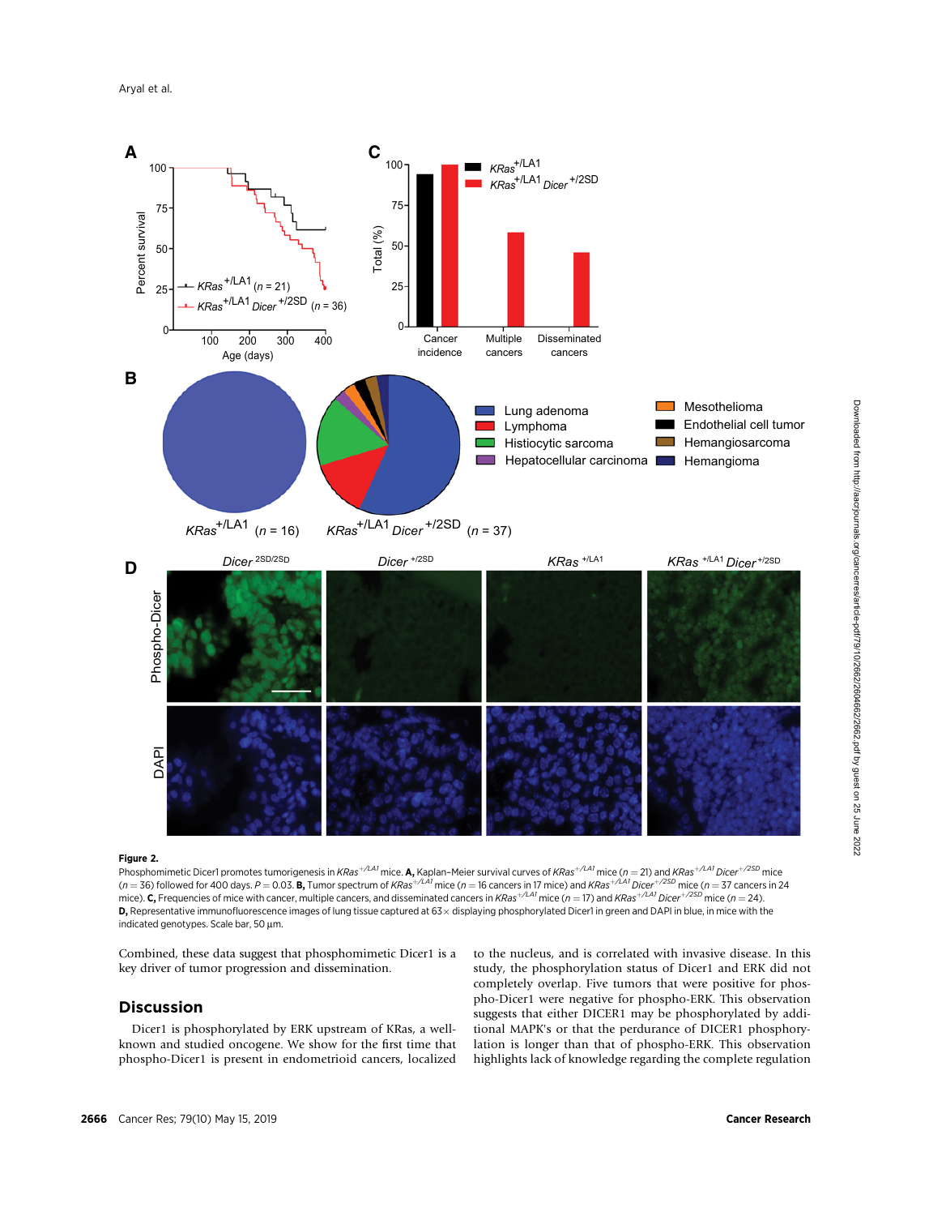**Figure 2.**

Phosphomimetic Dicer1 promotes tumorigenesis in *KRas*$^{+/LA1}$ mice. **A,** Kaplan–Meier survival curves of *KRas*$^{+/LA1}$ mice ($n = 21$) and *KRas*$^{+/LA1}$ *Dicer*$^{+/2SD}$ mice ($n = 36$) followed for 400 days. $P = 0.03$. **B,** Tumor spectrum of *KRas*$^{+/LA1}$ mice ($n = 16$ cancers in 17 mice) and *KRas*$^{+/LA1}$ *Dicer*$^{+/2SD}$ mice ($n = 37$ cancers in 24 mice). **C,** Frequencies of mice with cancer, multiple cancers, and disseminated cancers in *KRas*$^{+/LA1}$ mice ($n = 17$) and *KRas*$^{+/LA1}$ *Dicer*$^{+/2SD}$ mice ($n = 24$). **D,** Representative immunofluorescence images of lung tissue captured at 63× displaying phosphorylated Dicer1 in green and DAPI in blue, in mice with the indicated genotypes. Scale bar, 50 μm.

Combined, these data suggest that phosphomimetic Dicer1 is a key driver of tumor progression and dissemination.

## Discussion

Dicer1 is phosphorylated by ERK upstream of KRas, a well-known and studied oncogene. We show for the first time that phospho-Dicer1 is present in endometrioid cancers, localized to the nucleus, and is correlated with invasive disease. In this study, the phosphorylation status of Dicer1 and ERK did not completely overlap. Five tumors that were positive for phospho-Dicer1 were negative for phospho-ERK. This observation suggests that either DICER1 may be phosphorylated by additional MAPK's or that the perdurance of DICER1 phosphorylation is longer than that of phospho-ERK. This observation highlights lack of knowledge regarding the complete regulation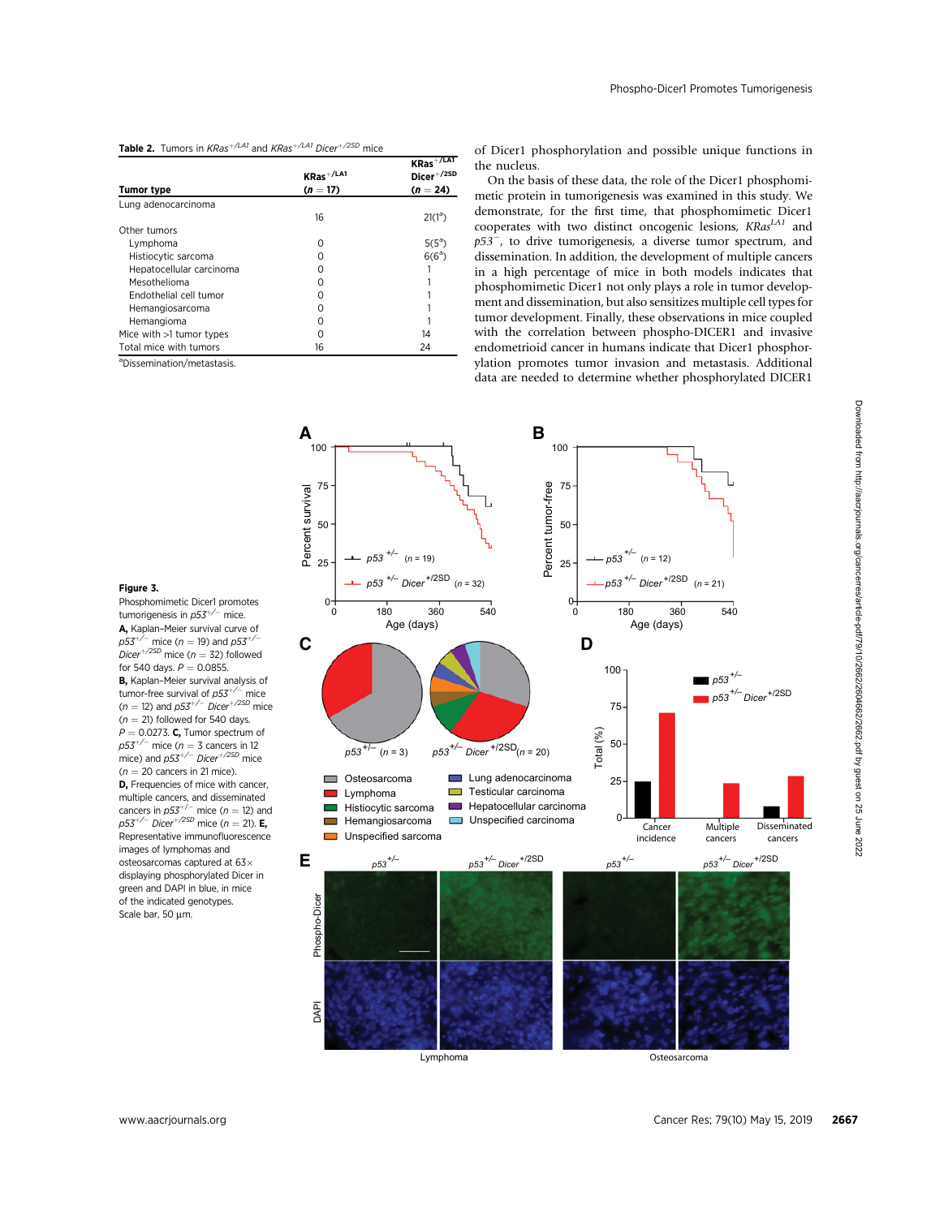**Table 2.** Tumors in $KRas^{+/LA1}$ and $KRas^{+/LA1}$ $Dicer^{+/2SD}$ mice

| Tumor type | $KRas^{+/LA1}$ ($n$ = 17) | $KRas^{+/LA1}$ $Dicer^{+/2SD}$ ($n$ = 24) |
|---|---|---|
| Lung adenocarcinoma | 16 | 21(1[a]) |
| Other tumors | | |
| Lymphoma | 0 | 5(5[a]) |
| Histiocytic sarcoma | 0 | 6(6[a]) |
| Hepatocellular carcinoma | 0 | 1 |
| Mesothelioma | 0 | 1 |
| Endothelial cell tumor | 0 | 1 |
| Hemangiosarcoma | 0 | 1 |
| Hemangioma | 0 | 1 |
| Mice with >1 tumor types | 0 | 14 |
| Total mice with tumors | 16 | 24 |

[a]Dissemination/metastasis.

of Dicer1 phosphorylation and possible unique functions in the nucleus.

On the basis of these data, the role of the Dicer1 phosphomimetic protein in tumorigenesis was examined in this study. We demonstrate, for the first time, that phosphomimetic Dicer1 cooperates with two distinct oncogenic lesions, $KRas^{LA1}$ and $p53^{-}$, to drive tumorigenesis, a diverse tumor spectrum, and dissemination. In addition, the development of multiple cancers and dissemination in a high percentage of mice in both models indicates that phosphomimetic Dicer1 not only plays a role in tumor development and dissemination, but also sensitizes multiple cell types for tumor development. Finally, these observations in mice coupled with the correlation between phospho-DICER1 and invasive endometrioid cancer in humans indicate that Dicer1 phosphorylation promotes tumor invasion and metastasis. Additional data are needed to determine whether phosphorylated DICER1

**Figure 3.**
Phosphomimetic Dicer1 promotes tumorigenesis in $p53^{+/-}$ mice. **A,** Kaplan–Meier survival curve of $p53^{+/-}$ mice ($n$ = 19) and $p53^{+/-}$ $Dicer^{+/2SD}$ mice ($n$ = 32) followed for 540 days. $P$ = 0.0855. **B,** Kaplan–Meier survival analysis of tumor-free survival of $p53^{+/-}$ mice ($n$ = 12) and $p53^{+/-}$ $Dicer^{+/2SD}$ mice ($n$ = 21) followed for 540 days. $P$ = 0.0273. **C,** Tumor spectrum of $p53^{+/-}$ mice ($n$ = 3 cancers in 12 mice) and $p53^{+/-}$ $Dicer^{+/2SD}$ mice ($n$ = 20 cancers in 21 mice). **D,** Frequencies of mice with cancer, multiple cancers, and disseminated cancers in $p53^{+/-}$ mice ($n$ = 12) and $p53^{+/-}$ $Dicer^{+/2SD}$ mice ($n$ = 21). **E,** Representative immunofluorescence images of lymphomas and osteosarcomas captured at 63× displaying phosphorylated Dicer in green and DAPI in blue, in mice of the indicated genotypes. Scale bar, 50 μm.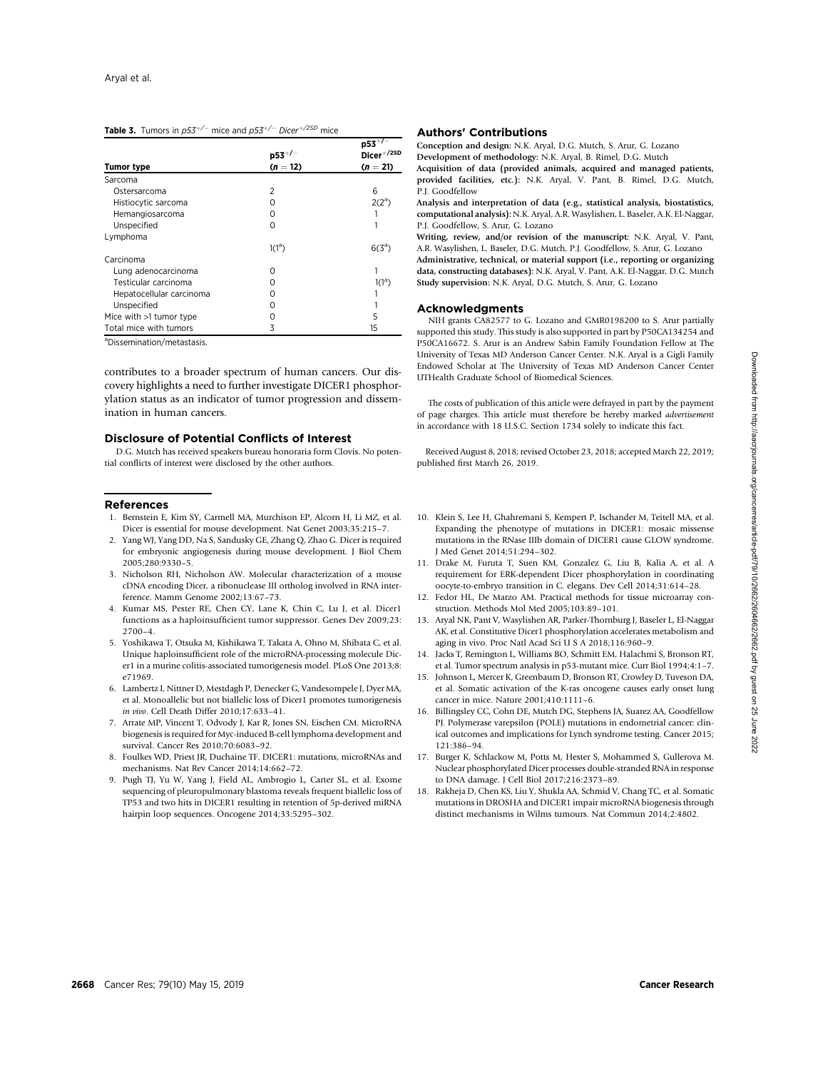**Table 3.** Tumors in $p53^{+/-}$ mice and $p53^{+/-}$ $Dicer^{+/2SD}$ mice

| Tumor type | $p53^{+/-}$ ($n = 12$) | $p53^{+/-}$ $Dicer^{+/2SD}$ ($n = 21$) |
|---|---|---|
| Sarcoma | | |
| Ostersarcoma | 2 | 6 |
| Histiocytic sarcoma | 0 | 2(2[a]) |
| Hemangiosarcoma | 0 | 1 |
| Unspecified | 0 | 1 |
| Lymphoma | 1(1[a]) | 6(3[a]) |
| Carcinoma | | |
| Lung adenocarcinoma | 0 | 1 |
| Testicular carcinoma | 0 | 1(1[a]) |
| Hepatocellular carcinoma | 0 | 1 |
| Unspecified | 0 | 1 |
| Mice with >1 tumor type | 0 | 5 |
| Total mice with tumors | 3 | 15 |

[a]Dissemination/metastasis.

contributes to a broader spectrum of human cancers. Our discovery highlights a need to further investigate DICER1 phosphorylation status as an indicator of tumor progression and dissemination in human cancers.

## Disclosure of Potential Conflicts of Interest

D.G. Mutch has received speakers bureau honoraria form Clovis. No potential conflicts of interest were disclosed by the other authors.

## Authors' Contributions

**Conception and design:** N.K. Aryal, D.G. Mutch, S. Arur, G. Lozano

**Development of methodology:** N.K. Aryal, B. Rimel, D.G. Mutch

**Acquisition of data (provided animals, acquired and managed patients, provided facilities, etc.):** N.K. Aryal, V. Pant, B. Rimel, D.G. Mutch, P.J. Goodfellow

**Analysis and interpretation of data (e.g., statistical analysis, biostatistics, computational analysis):** N.K. Aryal, A.R. Wasylishen, L. Baseler, A.K. El-Naggar, P.J. Goodfellow, S. Arur, G. Lozano

**Writing, review, and/or revision of the manuscript:** N.K. Aryal, V. Pant, A.R. Wasylishen, L. Baseler, D.G. Mutch, P.J. Goodfellow, S. Arur, G. Lozano

**Administrative, technical, or material support (i.e., reporting or organizing data, constructing databases):** N.K. Aryal, V. Pant, A.K. El-Naggar, D.G. Mutch

**Study supervision:** N.K. Aryal, D.G. Mutch, S. Arur, G. Lozano

## Acknowledgments

NIH grants CA82577 to G. Lozano and GMR0198200 to S. Arur partially supported this study. This study is also supported in part by P50CA134254 and P50CA16672. S. Arur is an Andrew Sabin Family Foundation Fellow at The University of Texas MD Anderson Cancer Center. N.K. Aryal is a Gigli Family Endowed Scholar at The University of Texas MD Anderson Cancer Center UTHealth Graduate School of Biomedical Sciences.

The costs of publication of this article were defrayed in part by the payment of page charges. This article must therefore be hereby marked *advertisement* in accordance with 18 U.S.C. Section 1734 solely to indicate this fact.

Received August 8, 2018; revised October 23, 2018; accepted March 22, 2019; published first March 26, 2019.

## References

1. Bernstein E, Kim SY, Carmell MA, Murchison EP, Alcorn H, Li MZ, et al. Dicer is essential for mouse development. Nat Genet 2003;35:215–7.
2. Yang WJ, Yang DD, Na S, Sandusky GE, Zhang Q, Zhao G. Dicer is required for embryonic angiogenesis during mouse development. J Biol Chem 2005;280:9330–5.
3. Nicholson RH, Nicholson AW. Molecular characterization of a mouse cDNA encoding Dicer, a ribonuclease III ortholog involved in RNA interference. Mamm Genome 2002;13:67–73.
4. Kumar MS, Pester RE, Chen CY, Lane K, Chin C, Lu J, et al. Dicer1 functions as a haploinsufficient tumor suppressor. Genes Dev 2009;23:2700–4.
5. Yoshikawa T, Otsuka M, Kishikawa T, Takata A, Ohno M, Shibata C, et al. Unique haploinsufficient role of the microRNA-processing molecule Dicer1 in a murine colitis-associated tumorigenesis model. PLoS One 2013;8:e71969.
6. Lambertz I, Nittner D, Mestdagh P, Denecker G, Vandesompele J, Dyer MA, et al. Monoallelic but not biallelic loss of Dicer1 promotes tumorigenesis *in vivo*. Cell Death Differ 2010;17:633–41.
7. Arrate MP, Vincent T, Odvody J, Kar R, Jones SN, Eischen CM. MicroRNA biogenesis is required for Myc-induced B-cell lymphoma development and survival. Cancer Res 2010;70:6083–92.
8. Foulkes WD, Priest JR, Duchaine TF. DICER1: mutations, microRNAs and mechanisms. Nat Rev Cancer 2014;14:662–72.
9. Pugh TJ, Yu W, Yang J, Field AL, Ambrogio L, Carter SL, et al. Exome sequencing of pleuropulmonary blastoma reveals frequent biallelic loss of TP53 and two hits in DICER1 resulting in retention of 5p-derived miRNA hairpin loop sequences. Oncogene 2014;33:5295–302.
10. Klein S, Lee H, Ghahremani S, Kempert P, Ischander M, Teitell MA, et al. Expanding the phenotype of mutations in DICER1: mosaic missense mutations in the RNase IIIb domain of DICER1 cause GLOW syndrome. J Med Genet 2014;51:294–302.
11. Drake M, Furuta T, Suen KM, Gonzalez G, Liu B, Kalia A, et al. A requirement for ERK-dependent Dicer phosphorylation in coordinating oocyte-to-embryo transition in C. elegans. Dev Cell 2014;31:614–28.
12. Fedor HL, De Marzo AM. Practical methods for tissue microarray construction. Methods Mol Med 2005;103:89–101.
13. Aryal NK, Pant V, Wasylishen AR, Parker-Thornburg J, Baseler L, El-Naggar AK, et al. Constitutive Dicer1 phosphorylation accelerates metabolism and aging in vivo. Proc Natl Acad Sci U S A 2018;116:960–9.
14. Jacks T, Remington L, Williams BO, Schmitt EM, Halachmi S, Bronson RT, et al. Tumor spectrum analysis in p53-mutant mice. Curr Biol 1994;4:1–7.
15. Johnson L, Mercer K, Greenbaum D, Bronson RT, Crowley D, Tuveson DA, et al. Somatic activation of the K-ras oncogene causes early onset lung cancer in mice. Nature 2001;410:1111–6.
16. Billingsley CC, Cohn DE, Mutch DG, Stephens JA, Suarez AA, Goodfellow PJ. Polymerase varepsilon (POLE) mutations in endometrial cancer: clinical outcomes and implications for Lynch syndrome testing. Cancer 2015;121:386–94.
17. Burger K, Schlackow M, Potts M, Hester S, Mohammed S, Gullerova M. Nuclear phosphorylated Dicer processes double-stranded RNA in response to DNA damage. J Cell Biol 2017;216:2373–89.
18. Rakheja D, Chen KS, Liu Y, Shukla AA, Schmid V, Chang TC, et al. Somatic mutations in DROSHA and DICER1 impair microRNA biogenesis through distinct mechanisms in Wilms tumours. Nat Commun 2014;2:4802.